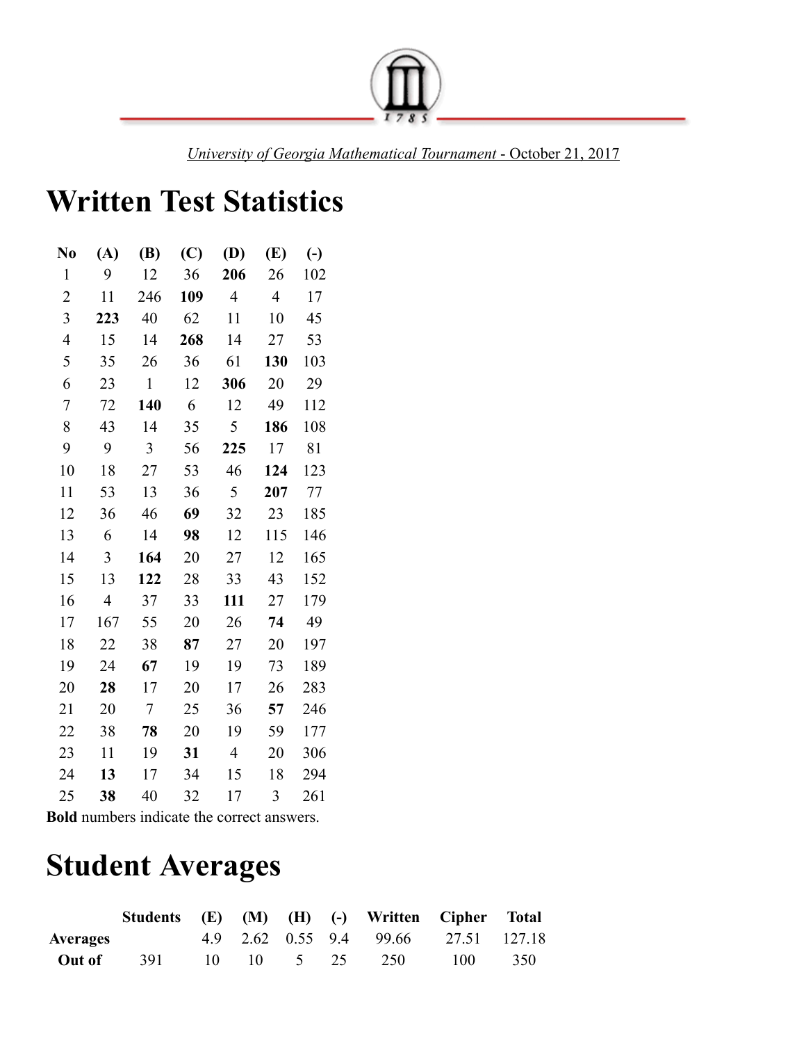University of Georgia Mathematical Tournament - October 21, 2017

# Written Test Statistics

| No | (A) | (B) | (C) | (D) | (E) | (-) |
|---|---|---|---|---|---|---|
| 1 | 9 | 12 | 36 | **206** | 26 | 102 |
| 2 | 11 | 246 | **109** | 4 | 4 | 17 |
| 3 | **223** | 40 | 62 | 11 | 10 | 45 |
| 4 | 15 | 14 | **268** | 14 | 27 | 53 |
| 5 | 35 | 26 | 36 | 61 | **130** | 103 |
| 6 | 23 | 1 | 12 | **306** | 20 | 29 |
| 7 | 72 | **140** | 6 | 12 | 49 | 112 |
| 8 | 43 | 14 | 35 | 5 | **186** | 108 |
| 9 | 9 | 3 | 56 | **225** | 17 | 81 |
| 10 | 18 | 27 | 53 | 46 | **124** | 123 |
| 11 | 53 | 13 | 36 | 5 | **207** | 77 |
| 12 | 36 | 46 | **69** | 32 | 23 | 185 |
| 13 | 6 | 14 | **98** | 12 | 115 | 146 |
| 14 | 3 | **164** | 20 | 27 | 12 | 165 |
| 15 | 13 | **122** | 28 | 33 | 43 | 152 |
| 16 | 4 | 37 | 33 | **111** | 27 | 179 |
| 17 | 167 | 55 | 20 | 26 | **74** | 49 |
| 18 | 22 | 38 | **87** | 27 | 20 | 197 |
| 19 | 24 | **67** | 19 | 19 | 73 | 189 |
| 20 | **28** | 17 | 20 | 17 | 26 | 283 |
| 21 | 20 | 7 | 25 | 36 | **57** | 246 |
| 22 | 38 | **78** | 20 | 19 | 59 | 177 |
| 23 | 11 | 19 | **31** | 4 | 20 | 306 |
| 24 | **13** | 17 | 34 | 15 | 18 | 294 |
| 25 | **38** | 40 | 32 | 17 | 3 | 261 |

**Bold** numbers indicate the correct answers.

# Student Averages

| | Students | (E) | (M) | (H) | (-) | Written | Cipher | Total |
|---|---|---|---|---|---|---|---|---|
| **Averages** | | 4.9 | 2.62 | 0.55 | 9.4 | 99.66 | 27.51 | 127.18 |
| **Out of** | 391 | 10 | 10 | 5 | 25 | 250 | 100 | 350 |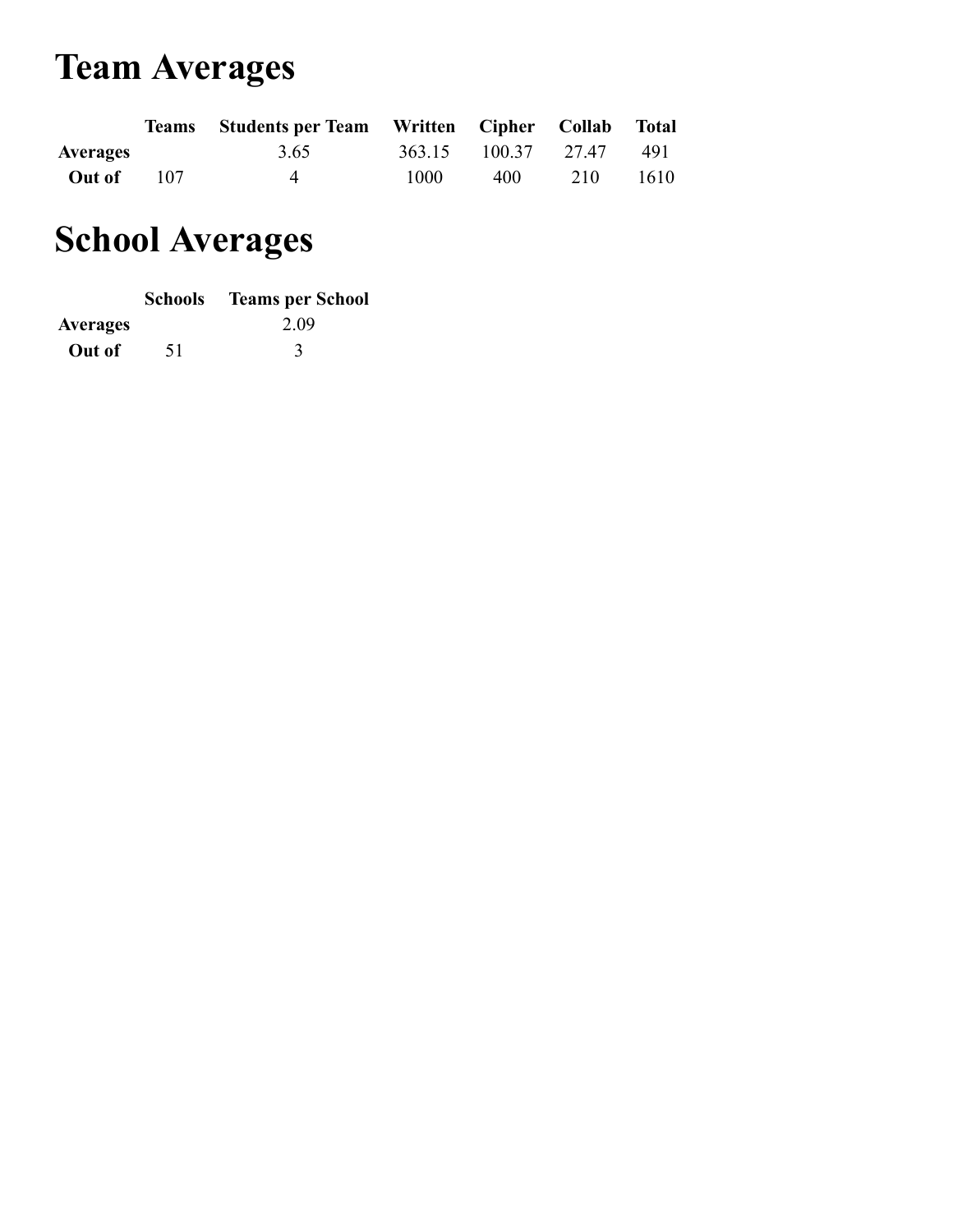# Team Averages

| | Teams | Students per Team | Written | Cipher | Collab | Total |
|---|---|---|---|---|---|---|
| **Averages** | | 3.65 | 363.15 | 100.37 | 27.47 | 491 |
| **Out of** | 107 | 4 | 1000 | 400 | 210 | 1610 |

# School Averages

| | Schools | Teams per School |
|---|---|---|
| **Averages** | | 2.09 |
| **Out of** | 51 | 3 |